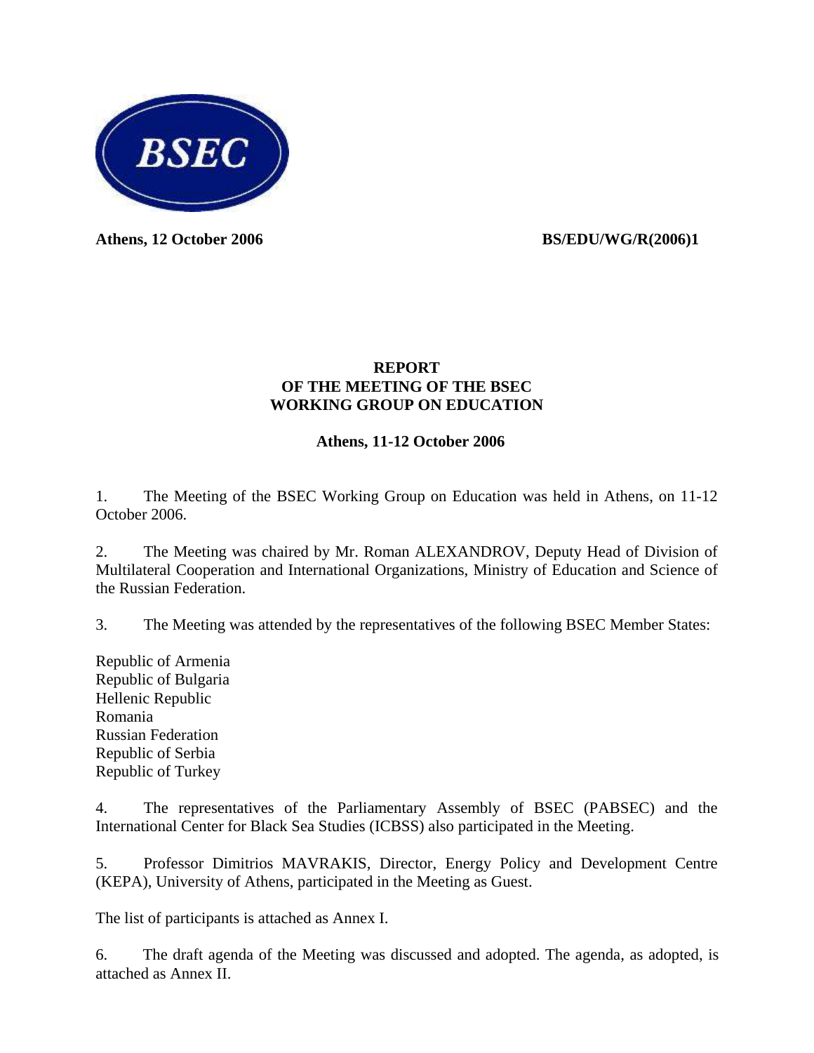BSEC

**Athens, 12 October 2006** **BS/EDU/WG/R(2006)1**

# REPORT
# OF THE MEETING OF THE BSEC
# WORKING GROUP ON EDUCATION

**Athens, 11-12 October 2006**

1. The Meeting of the BSEC Working Group on Education was held in Athens, on 11-12 October 2006.

2. The Meeting was chaired by Mr. Roman ALEXANDROV, Deputy Head of Division of Multilateral Cooperation and International Organizations, Ministry of Education and Science of the Russian Federation.

3. The Meeting was attended by the representatives of the following BSEC Member States:

Republic of Armenia
Republic of Bulgaria
Hellenic Republic
Romania
Russian Federation
Republic of Serbia
Republic of Turkey

4. The representatives of the Parliamentary Assembly of BSEC (PABSEC) and the International Center for Black Sea Studies (ICBSS) also participated in the Meeting.

5. Professor Dimitrios MAVRAKIS, Director, Energy Policy and Development Centre (KEPA), University of Athens, participated in the Meeting as Guest.

The list of participants is attached as Annex I.

6. The draft agenda of the Meeting was discussed and adopted. The agenda, as adopted, is attached as Annex II.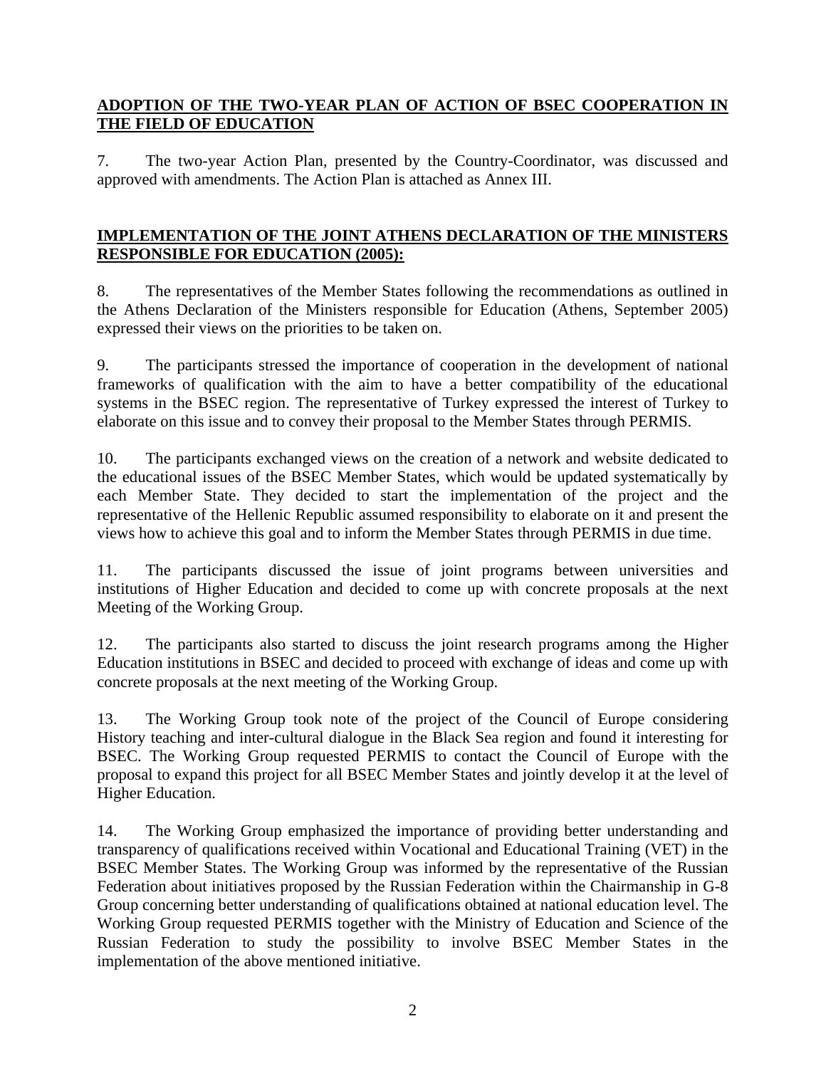## **ADOPTION OF THE TWO-YEAR PLAN OF ACTION OF BSEC COOPERATION IN THE FIELD OF EDUCATION**

7. The two-year Action Plan, presented by the Country-Coordinator, was discussed and approved with amendments. The Action Plan is attached as Annex III.

## **IMPLEMENTATION OF THE JOINT ATHENS DECLARATION OF THE MINISTERS RESPONSIBLE FOR EDUCATION (2005):**

8. The representatives of the Member States following the recommendations as outlined in the Athens Declaration of the Ministers responsible for Education (Athens, September 2005) expressed their views on the priorities to be taken on.

9. The participants stressed the importance of cooperation in the development of national frameworks of qualification with the aim to have a better compatibility of the educational systems in the BSEC region. The representative of Turkey expressed the interest of Turkey to elaborate on this issue and to convey their proposal to the Member States through PERMIS.

10. The participants exchanged views on the creation of a network and website dedicated to the educational issues of the BSEC Member States, which would be updated systematically by each Member State. They decided to start the implementation of the project and the representative of the Hellenic Republic assumed responsibility to elaborate on it and present the views how to achieve this goal and to inform the Member States through PERMIS in due time.

11. The participants discussed the issue of joint programs between universities and institutions of Higher Education and decided to come up with concrete proposals at the next Meeting of the Working Group.

12. The participants also started to discuss the joint research programs among the Higher Education institutions in BSEC and decided to proceed with exchange of ideas and come up with concrete proposals at the next meeting of the Working Group.

13. The Working Group took note of the project of the Council of Europe considering History teaching and inter-cultural dialogue in the Black Sea region and found it interesting for BSEC. The Working Group requested PERMIS to contact the Council of Europe with the proposal to expand this project for all BSEC Member States and jointly develop it at the level of Higher Education.

14. The Working Group emphasized the importance of providing better understanding and transparency of qualifications received within Vocational and Educational Training (VET) in the BSEC Member States. The Working Group was informed by the representative of the Russian Federation about initiatives proposed by the Russian Federation within the Chairmanship in G-8 Group concerning better understanding of qualifications obtained at national education level. The Working Group requested PERMIS together with the Ministry of Education and Science of the Russian Federation to study the possibility to involve BSEC Member States in the implementation of the above mentioned initiative.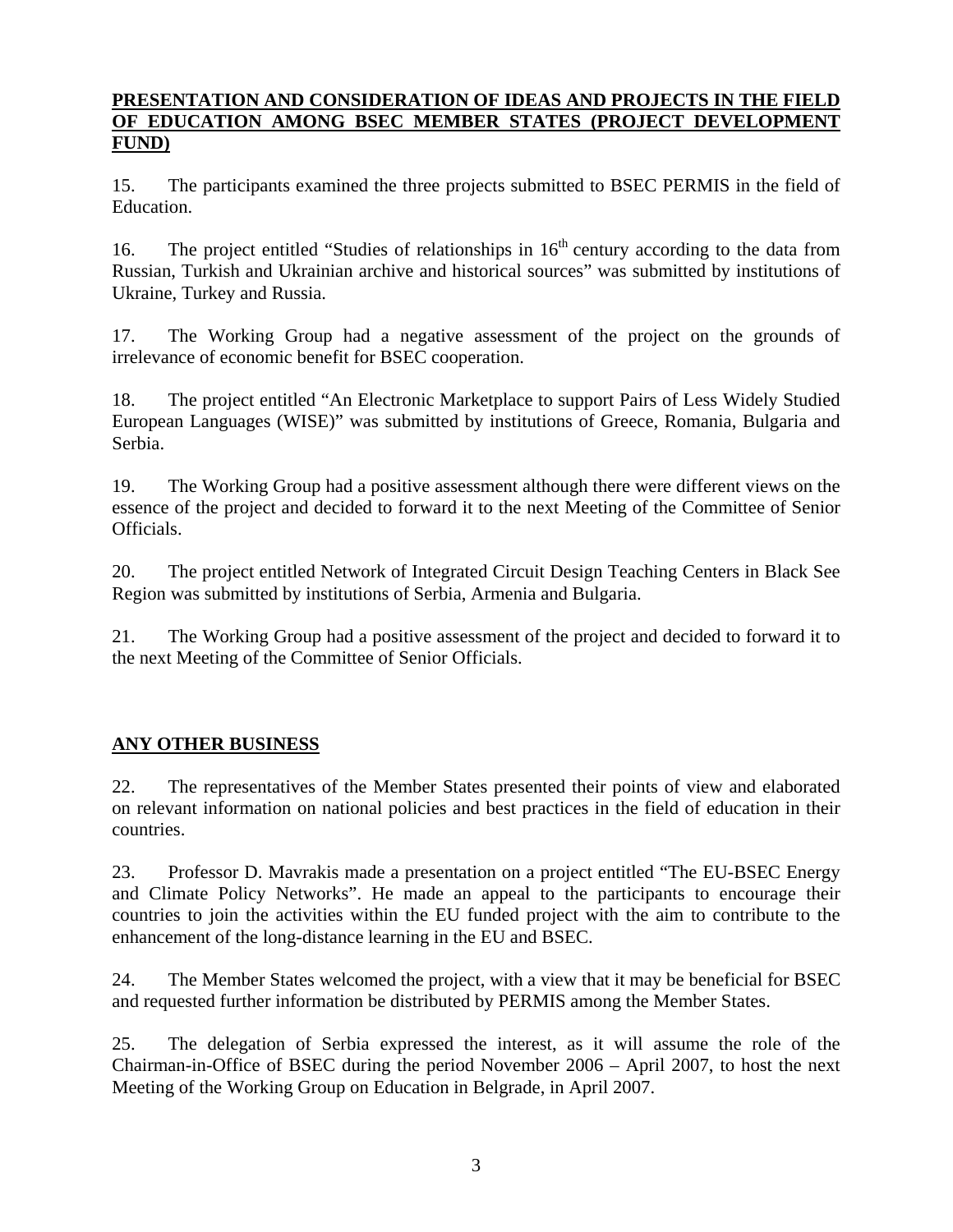## PRESENTATION AND CONSIDERATION OF IDEAS AND PROJECTS IN THE FIELD OF EDUCATION AMONG BSEC MEMBER STATES (PROJECT DEVELOPMENT FUND)

15. The participants examined the three projects submitted to BSEC PERMIS in the field of Education.

16. The project entitled "Studies of relationships in 16th century according to the data from Russian, Turkish and Ukrainian archive and historical sources" was submitted by institutions of Ukraine, Turkey and Russia.

17. The Working Group had a negative assessment of the project on the grounds of irrelevance of economic benefit for BSEC cooperation.

18. The project entitled "An Electronic Marketplace to support Pairs of Less Widely Studied European Languages (WISE)" was submitted by institutions of Greece, Romania, Bulgaria and Serbia.

19. The Working Group had a positive assessment although there were different views on the essence of the project and decided to forward it to the next Meeting of the Committee of Senior Officials.

20. The project entitled Network of Integrated Circuit Design Teaching Centers in Black See Region was submitted by institutions of Serbia, Armenia and Bulgaria.

21. The Working Group had a positive assessment of the project and decided to forward it to the next Meeting of the Committee of Senior Officials.

## ANY OTHER BUSINESS

22. The representatives of the Member States presented their points of view and elaborated on relevant information on national policies and best practices in the field of education in their countries.

23. Professor D. Mavrakis made a presentation on a project entitled "The EU-BSEC Energy and Climate Policy Networks". He made an appeal to the participants to encourage their countries to join the activities within the EU funded project with the aim to contribute to the enhancement of the long-distance learning in the EU and BSEC.

24. The Member States welcomed the project, with a view that it may be beneficial for BSEC and requested further information be distributed by PERMIS among the Member States.

25. The delegation of Serbia expressed the interest, as it will assume the role of the Chairman-in-Office of BSEC during the period November 2006 – April 2007, to host the next Meeting of the Working Group on Education in Belgrade, in April 2007.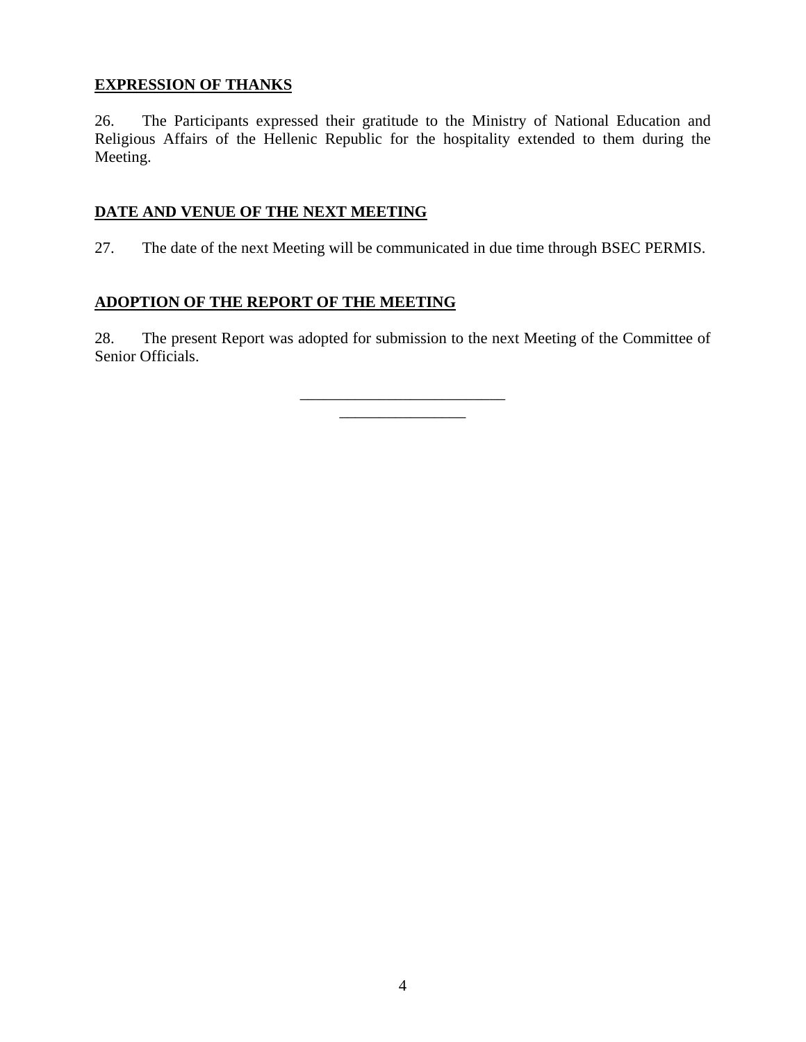**EXPRESSION OF THANKS**

26. The Participants expressed their gratitude to the Ministry of National Education and Religious Affairs of the Hellenic Republic for the hospitality extended to them during the Meeting.

**DATE AND VENUE OF THE NEXT MEETING**

27. The date of the next Meeting will be communicated in due time through BSEC PERMIS.

**ADOPTION OF THE REPORT OF THE MEETING**

28. The present Report was adopted for submission to the next Meeting of the Committee of Senior Officials.

___________________________

________________